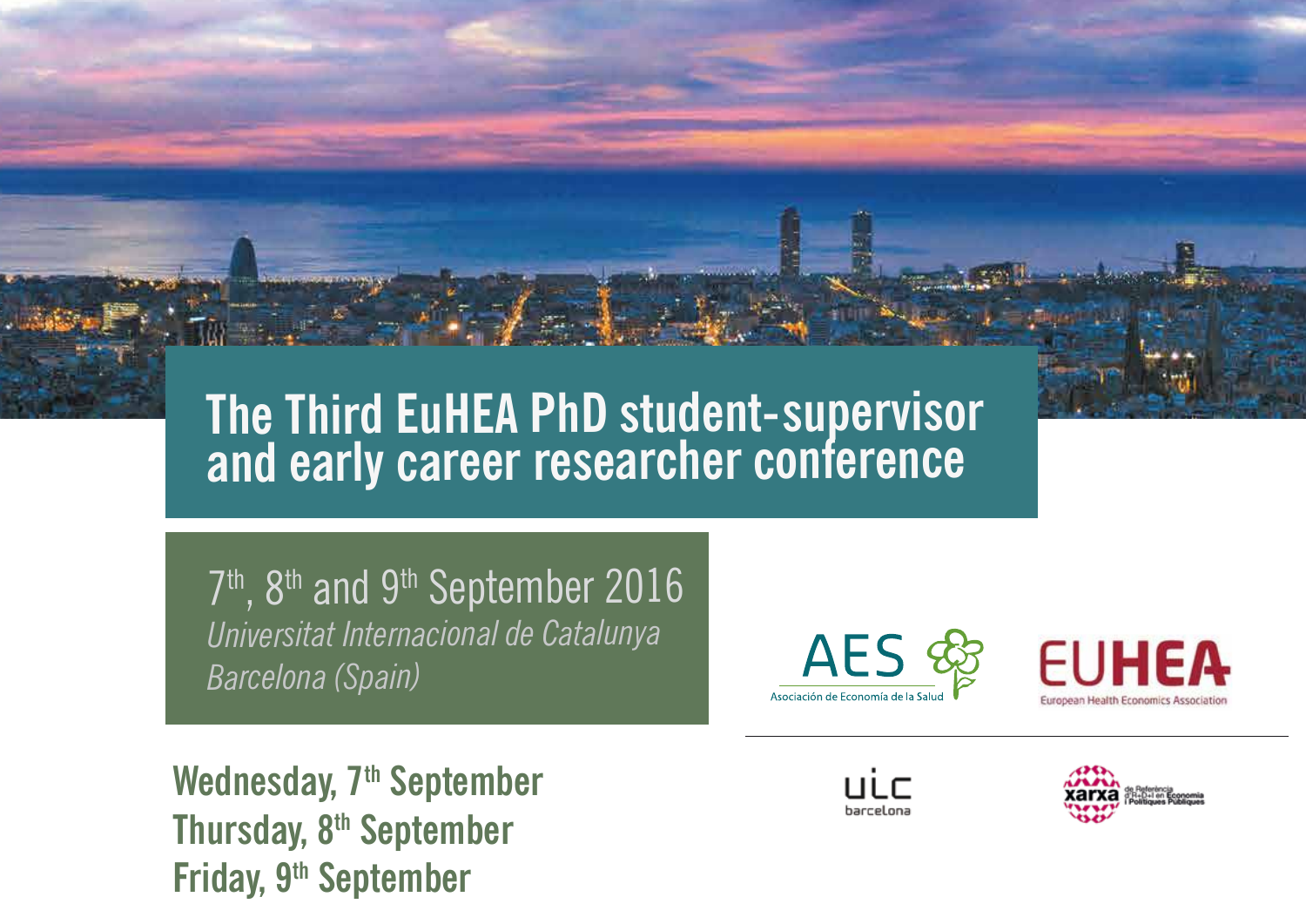# The Third EuHEA PhD student-supervisor and early career researcher conference

7th, 8th and 9th September 2016

*Universitat Internacional de Catalunya*

*Barcelona (Spain)*

AES Asociación de Economía de la Salud

EUHEA European Health Economics Association

uic barcelona

xarxa de Referència d'R+D+I en Economia i Polítiques Públiques

**Wednesday, 7th September**

**Thursday, 8th September**

**Friday, 9th September**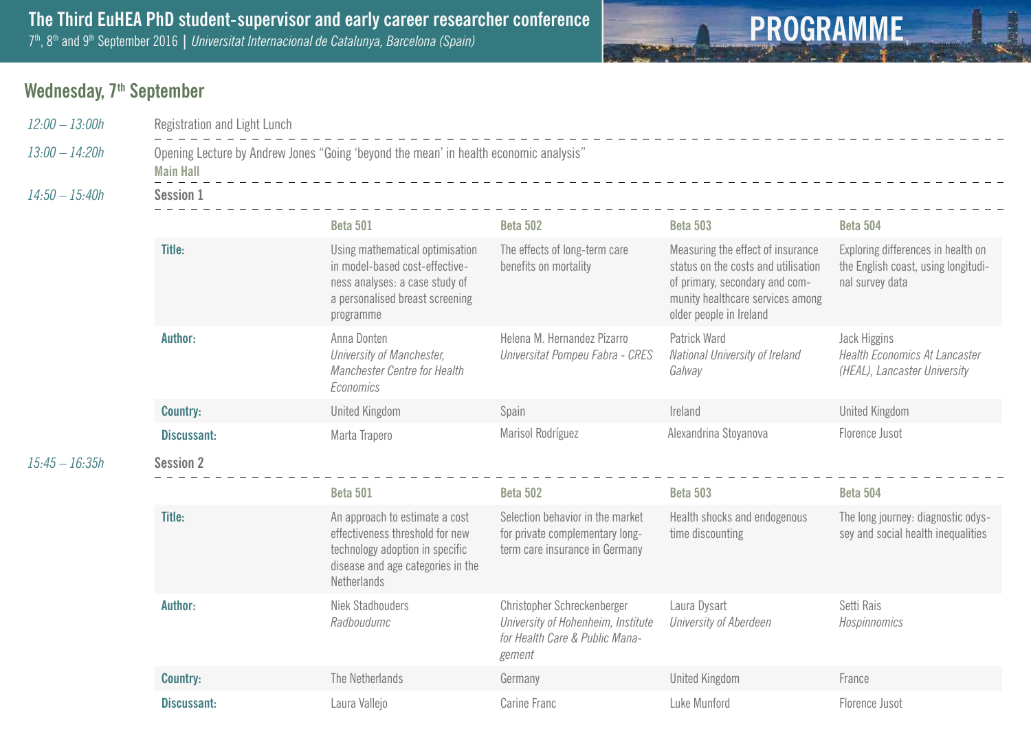# The Third EuHEA PhD student-supervisor and early career researcher conference

7th, 8th and 9th September 2016 | *Universitat Internacional de Catalunya, Barcelona (Spain)*

**PROGRAMME**

## Wednesday, 7th September

*12:00 – 13:00h* Registration and Light Lunch

*13:00 – 14:20h* Opening Lecture by Andrew Jones "Going 'beyond the mean' in health economic analysis"
**Main Hall**

*14:50 – 15:40h* Session 1

| | Beta 501 | Beta 502 | Beta 503 | Beta 504 |
|---|---|---|---|---|
| **Title:** | Using mathematical optimisation in model-based cost-effectiveness analyses: a case study of a personalised breast screening programme | The effects of long-term care benefits on mortality | Measuring the effect of insurance status on the costs and utilisation of primary, secondary and community healthcare services among older people in Ireland | Exploring differences in health on the English coast, using longitudinal survey data |
| **Author:** | Anna Donten *University of Manchester, Manchester Centre for Health Economics* | Helena M. Hernandez Pizarro *Universitat Pompeu Fabra - CRES* | Patrick Ward *National University of Ireland Galway* | Jack Higgins *Health Economics At Lancaster (HEAL), Lancaster University* |
| **Country:** | United Kingdom | Spain | Ireland | United Kingdom |
| **Discussant:** | Marta Trapero | Marisol Rodríguez | Alexandrina Stoyanova | Florence Jusot |

*15:45 – 16:35h* Session 2

| | Beta 501 | Beta 502 | Beta 503 | Beta 504 |
|---|---|---|---|---|
| **Title:** | An approach to estimate a cost effectiveness threshold for new technology adoption in specific disease and age categories in the Netherlands | Selection behavior in the market for private complementary long-term care insurance in Germany | Health shocks and endogenous time discounting | The long journey: diagnostic odyssey and social health inequalities |
| **Author:** | Niek Stadhouders *Radboudumc* | Christopher Schreckenberger *University of Hohenheim, Institute for Health Care & Public Management* | Laura Dysart *University of Aberdeen* | Setti Rais *Hospinnomics* |
| **Country:** | The Netherlands | Germany | United Kingdom | France |
| **Discussant:** | Laura Vallejo | Carine Franc | Luke Munford | Florence Jusot |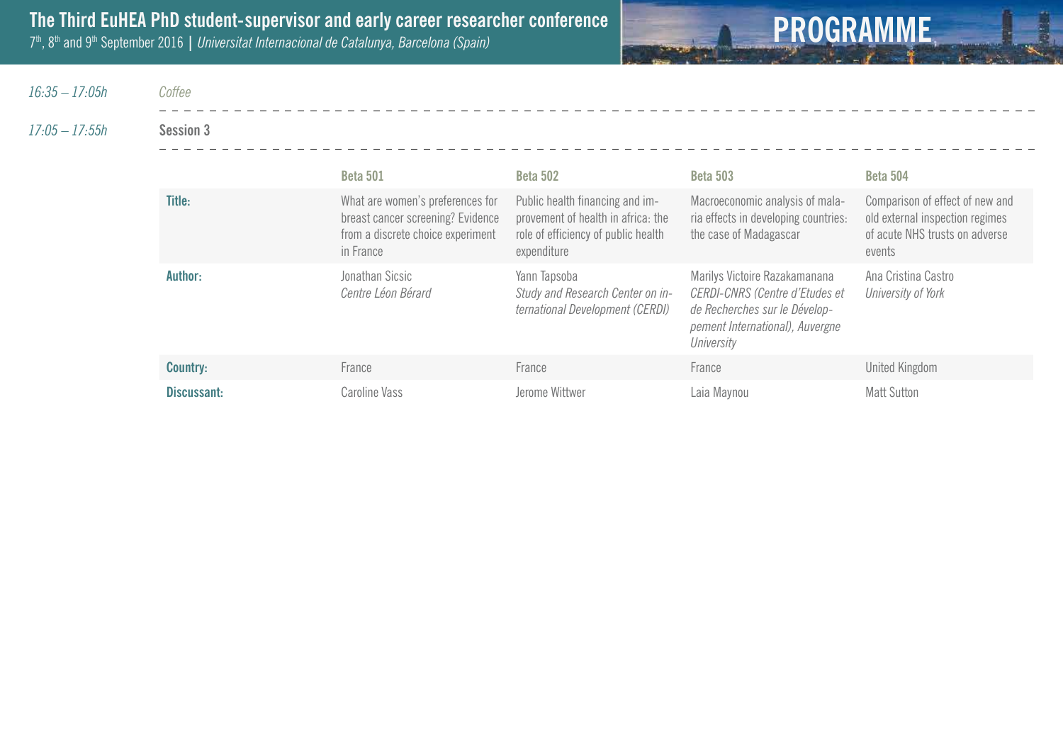*16:35 – 17:05h* *Coffee*

*17:05 – 17:55h* **Session 3**

| | Beta 501 | Beta 502 | Beta 503 | Beta 504 |
|---|---|---|---|---|
| **Title:** | What are women's preferences for breast cancer screening? Evidence from a discrete choice experiment in France | Public health financing and improvement of health in africa: the role of efficiency of public health expenditure | Macroeconomic analysis of malaria effects in developing countries: the case of Madagascar | Comparison of effect of new and old external inspection regimes of acute NHS trusts on adverse events |
| **Author:** | Jonathan Sicsic *Centre Léon Bérard* | Yann Tapsoba *Study and Research Center on international Development (CERDI)* | Marilys Victoire Razakamanana *CERDI-CNRS (Centre d'Etudes et de Recherches sur le Développement International), Auvergne University* | Ana Cristina Castro *University of York* |
| **Country:** | France | France | France | United Kingdom |
| **Discussant:** | Caroline Vass | Jerome Wittwer | Laia Maynou | Matt Sutton |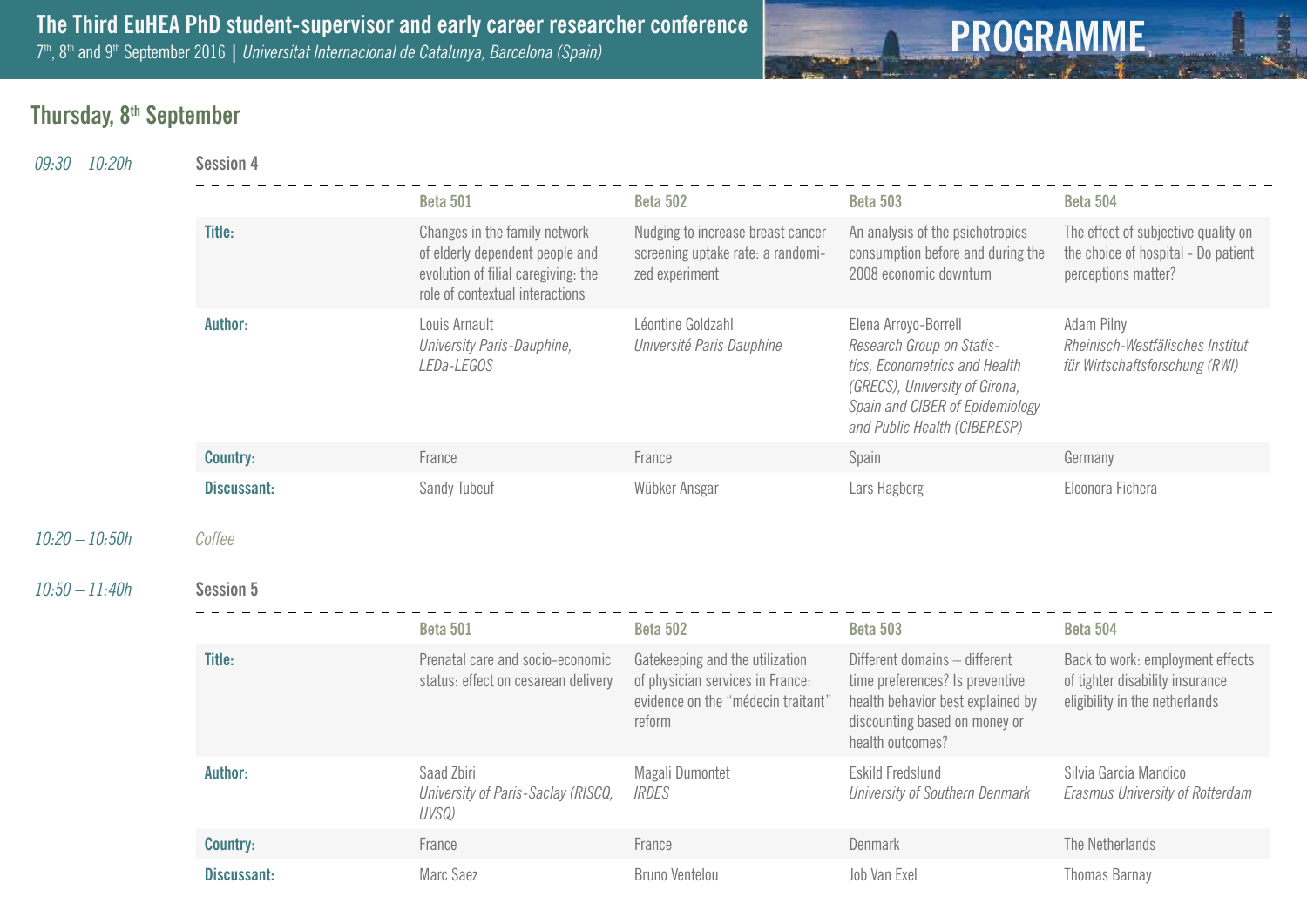## Thursday, 8th September

*09:30 – 10:20h* Session 4

| | Beta 501 | Beta 502 | Beta 503 | Beta 504 |
|---|---|---|---|---|
| **Title:** | Changes in the family network of elderly dependent people and evolution of filial caregiving: the role of contextual interactions | Nudging to increase breast cancer screening uptake rate: a randomized experiment | An analysis of the psichotropics consumption before and during the 2008 economic downturn | The effect of subjective quality on the choice of hospital - Do patient perceptions matter? |
| **Author:** | Louis Arnault *University Paris-Dauphine, LEDa-LEGOS* | Léontine Goldzahl *Université Paris Dauphine* | Elena Arroyo-Borrell *Research Group on Statistics, Econometrics and Health (GRECS), University of Girona, Spain and CIBER of Epidemiology and Public Health (CIBERESP)* | Adam Pilny *Rheinisch-Westfälisches Institut für Wirtschaftsforschung (RWI)* |
| **Country:** | France | France | Spain | Germany |
| **Discussant:** | Sandy Tubeuf | Wübker Ansgar | Lars Hagberg | Eleonora Fichera |

*10:20 – 10:50h* *Coffee*

*10:50 – 11:40h* Session 5

| | Beta 501 | Beta 502 | Beta 503 | Beta 504 |
|---|---|---|---|---|
| **Title:** | Prenatal care and socio-economic status: effect on cesarean delivery | Gatekeeping and the utilization of physician services in France: evidence on the "médecin traitant" reform | Different domains – different time preferences? Is preventive health behavior best explained by discounting based on money or health outcomes? | Back to work: employment effects of tighter disability insurance eligibility in the netherlands |
| **Author:** | Saad Zbiri *University of Paris-Saclay (RISCQ, UVSQ)* | Magali Dumontet *IRDES* | Eskild Fredslund *University of Southern Denmark* | Silvia Garcia Mandico *Erasmus University of Rotterdam* |
| **Country:** | France | France | Denmark | The Netherlands |
| **Discussant:** | Marc Saez | Bruno Ventelou | Job Van Exel | Thomas Barnay |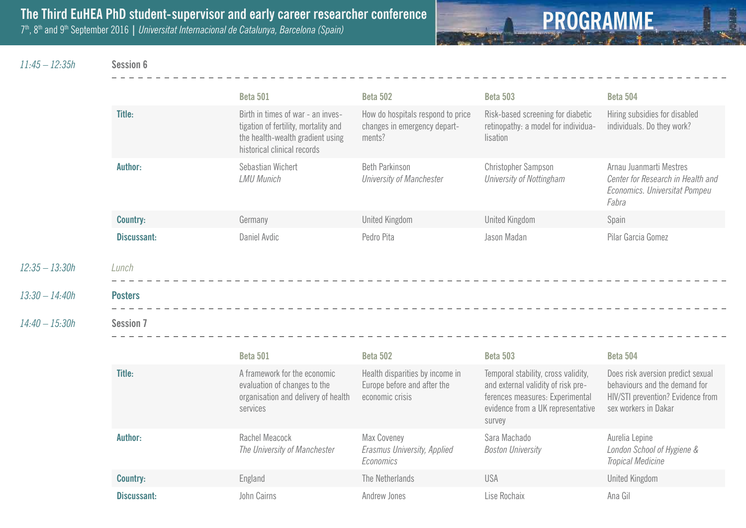**11:45 – 12:35h** — **Session 6**

| | Beta 501 | Beta 502 | Beta 503 | Beta 504 |
|---|---|---|---|---|
| **Title:** | Birth in times of war - an investigation of fertility, mortality and the health-wealth gradient using historical clinical records | How do hospitals respond to price changes in emergency departments? | Risk-based screening for diabetic retinopathy: a model for individualisation | Hiring subsidies for disabled individuals. Do they work? |
| **Author:** | Sebastian Wichert *LMU Munich* | Beth Parkinson *University of Manchester* | Christopher Sampson *University of Nottingham* | Arnau Juanmarti Mestres *Center for Research in Health and Economics. Universitat Pompeu Fabra* |
| **Country:** | Germany | United Kingdom | United Kingdom | Spain |
| **Discussant:** | Daniel Avdic | Pedro Pita | Jason Madan | Pilar Garcia Gomez |

**12:35 – 13:30h** — *Lunch*

**13:30 – 14:40h** — **Posters**

**14:40 – 15:30h** — **Session 7**

| | Beta 501 | Beta 502 | Beta 503 | Beta 504 |
|---|---|---|---|---|
| **Title:** | A framework for the economic evaluation of changes to the organisation and delivery of health services | Health disparities by income in Europe before and after the economic crisis | Temporal stability, cross validity, and external validity of risk preferences measures: Experimental evidence from a UK representative survey | Does risk aversion predict sexual behaviours and the demand for HIV/STI prevention? Evidence from sex workers in Dakar |
| **Author:** | Rachel Meacock *The University of Manchester* | Max Coveney *Erasmus University, Applied Economics* | Sara Machado *Boston University* | Aurelia Lepine *London School of Hygiene & Tropical Medicine* |
| **Country:** | England | The Netherlands | USA | United Kingdom |
| **Discussant:** | John Cairns | Andrew Jones | Lise Rochaix | Ana Gil |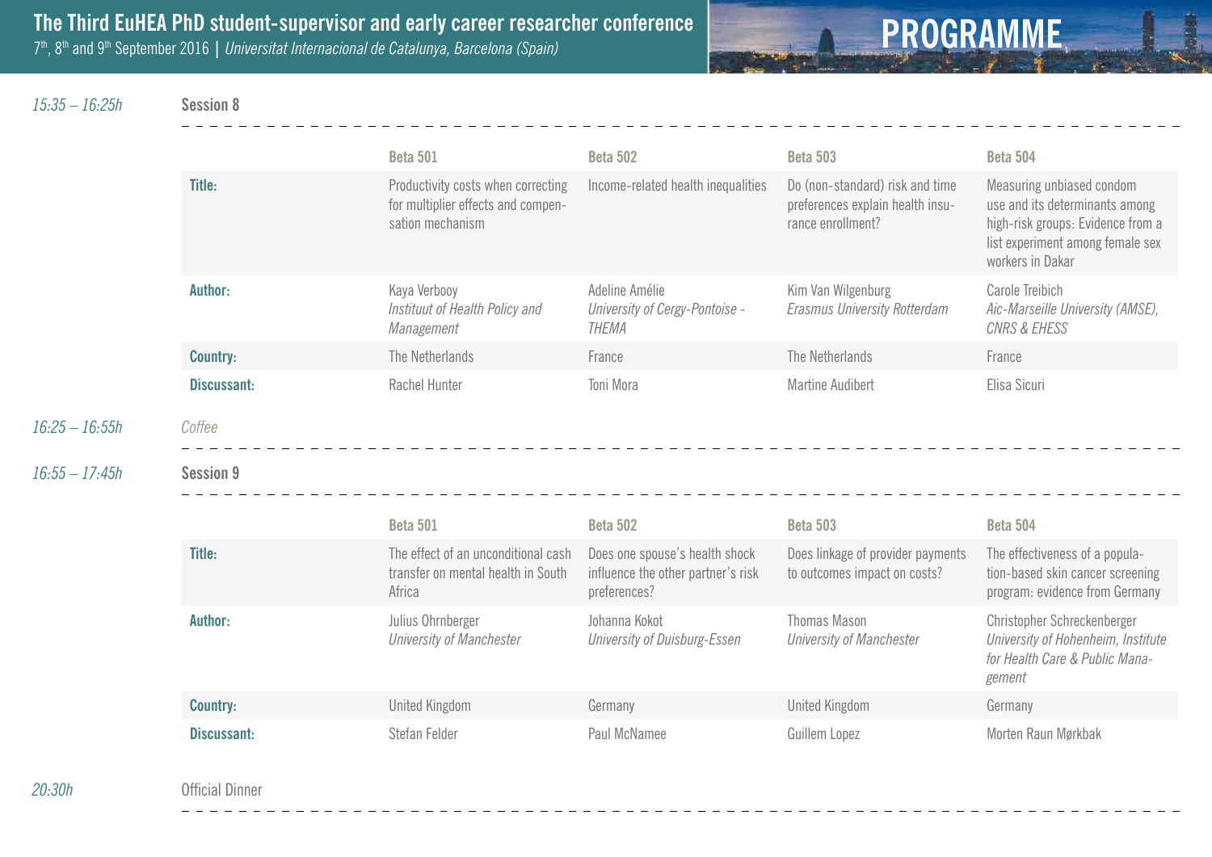*15:35 – 16:25h* **Session 8**

| | Beta 501 | Beta 502 | Beta 503 | Beta 504 |
|---|---|---|---|---|
| **Title:** | Productivity costs when correcting for multiplier effects and compensation mechanism | Income-related health inequalities | Do (non-standard) risk and time preferences explain health insurance enrollment? | Measuring unbiased condom use and its determinants among high-risk groups: Evidence from a list experiment among female sex workers in Dakar |
| **Author:** | Kaya Verbooy *Instituut of Health Policy and Management* | Adeline Amélie *University of Cergy-Pontoise - THEMA* | Kim Van Wilgenburg *Erasmus University Rotterdam* | Carole Treibich *Aic-Marseille University (AMSE), CNRS & EHESS* |
| **Country:** | The Netherlands | France | The Netherlands | France |
| **Discussant:** | Rachel Hunter | Toni Mora | Martine Audibert | Elisa Sicuri |

*16:25 – 16:55h* *Coffee*

*16:55 – 17:45h* **Session 9**

| | Beta 501 | Beta 502 | Beta 503 | Beta 504 |
|---|---|---|---|---|
| **Title:** | The effect of an unconditional cash transfer on mental health in South Africa | Does one spouse's health shock influence the other partner's risk preferences? | Does linkage of provider payments to outcomes impact on costs? | The effectiveness of a population-based skin cancer screening program: evidence from Germany |
| **Author:** | Julius Ohrnberger *University of Manchester* | Johanna Kokot *University of Duisburg-Essen* | Thomas Mason *University of Manchester* | Christopher Schreckenberger *University of Hohenheim, Institute for Health Care & Public Management* |
| **Country:** | United Kingdom | Germany | United Kingdom | Germany |
| **Discussant:** | Stefan Felder | Paul McNamee | Guillem Lopez | Morten Raun Mørkbak |

*20:30h* Official Dinner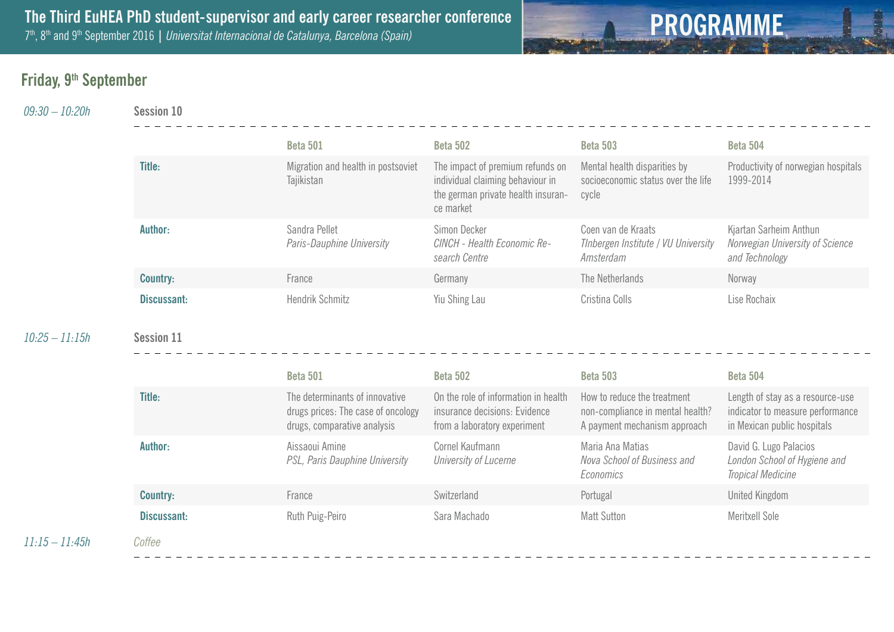## Friday, 9th September

*09:30 – 10:20h* **Session 10**

| | Beta 501 | Beta 502 | Beta 503 | Beta 504 |
|---|---|---|---|---|
| **Title:** | Migration and health in postsoviet Tajikistan | The impact of premium refunds on individual claiming behaviour in the german private health insurance market | Mental health disparities by socioeconomic status over the life cycle | Productivity of norwegian hospitals 1999-2014 |
| **Author:** | Sandra Pellet *Paris-Dauphine University* | Simon Decker *CINCH - Health Economic Research Centre* | Coen van de Kraats *TInbergen Institute / VU University Amsterdam* | Kjartan Sarheim Anthun *Norwegian University of Science and Technology* |
| **Country:** | France | Germany | The Netherlands | Norway |
| **Discussant:** | Hendrik Schmitz | Yiu Shing Lau | Cristina Colls | Lise Rochaix |

*10:25 – 11:15h* **Session 11**

| | Beta 501 | Beta 502 | Beta 503 | Beta 504 |
|---|---|---|---|---|
| **Title:** | The determinants of innovative drugs prices: The case of oncology drugs, comparative analysis | On the role of information in health insurance decisions: Evidence from a laboratory experiment | How to reduce the treatment non-compliance in mental health? A payment mechanism approach | Length of stay as a resource-use indicator to measure performance in Mexican public hospitals |
| **Author:** | Aissaoui Amine *PSL, Paris Dauphine University* | Cornel Kaufmann *University of Lucerne* | Maria Ana Matias *Nova School of Business and Economics* | David G. Lugo Palacios *London School of Hygiene and Tropical Medicine* |
| **Country:** | France | Switzerland | Portugal | United Kingdom |
| **Discussant:** | Ruth Puig-Peiro | Sara Machado | Matt Sutton | Meritxell Sole |

*11:15 – 11:45h* *Coffee*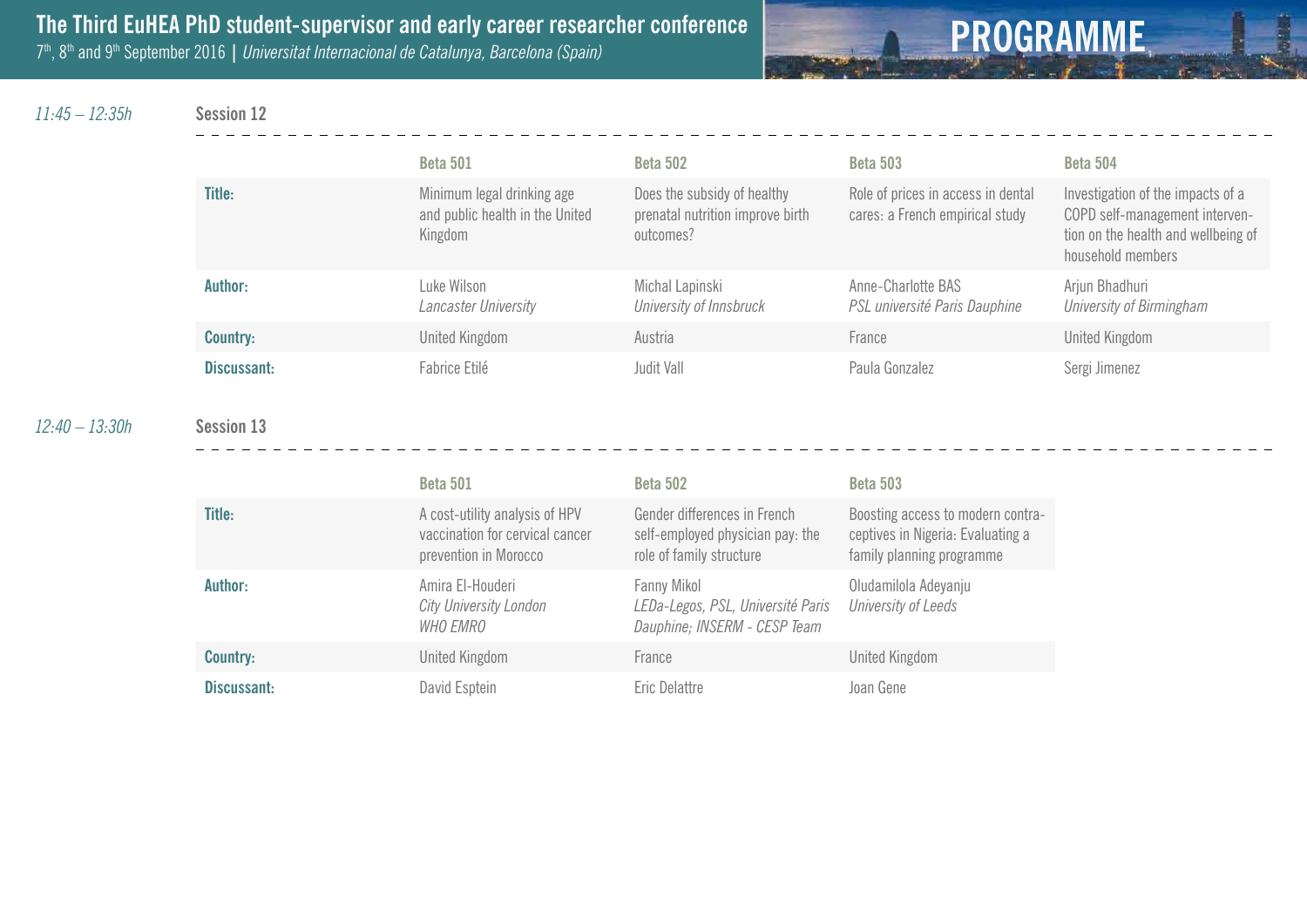11:45 – 12:35h

## Session 12

| | Beta 501 | Beta 502 | Beta 503 | Beta 504 |
|---|---|---|---|---|
| **Title:** | Minimum legal drinking age and public health in the United Kingdom | Does the subsidy of healthy prenatal nutrition improve birth outcomes? | Role of prices in access in dental cares: a French empirical study | Investigation of the impacts of a COPD self-management intervention on the health and wellbeing of household members |
| **Author:** | Luke Wilson *Lancaster University* | Michal Lapinski *University of Innsbruck* | Anne-Charlotte BAS *PSL université Paris Dauphine* | Arjun Bhadhuri *University of Birmingham* |
| **Country:** | United Kingdom | Austria | France | United Kingdom |
| **Discussant:** | Fabrice Etilé | Judit Vall | Paula Gonzalez | Sergi Jimenez |

12:40 – 13:30h

## Session 13

| | Beta 501 | Beta 502 | Beta 503 |
|---|---|---|---|
| **Title:** | A cost-utility analysis of HPV vaccination for cervical cancer prevention in Morocco | Gender differences in French self-employed physician pay: the role of family structure | Boosting access to modern contraceptives in Nigeria: Evaluating a family planning programme |
| **Author:** | Amira El-Houderi *City University London* *WHO EMRO* | Fanny Mikol *LEDa-Legos, PSL, Université Paris Dauphine; INSERM - CESP Team* | Oludamilola Adeyanju *University of Leeds* |
| **Country:** | United Kingdom | France | United Kingdom |
| **Discussant:** | David Esptein | Eric Delattre | Joan Gene |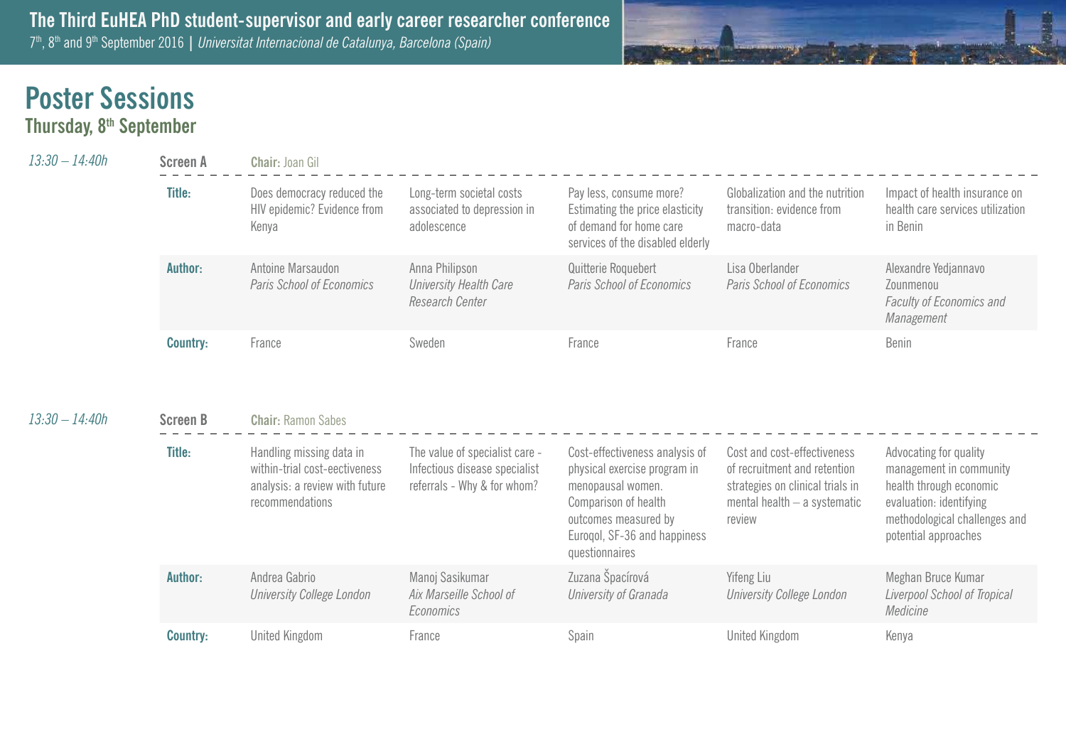# Poster Sessions

## Thursday, 8th September

*13:30 – 14:40h*

**Screen A** — **Chair:** Joan Gil

| | | | | | |
|---|---|---|---|---|---|
| **Title:** | Does democracy reduced the HIV epidemic? Evidence from Kenya | Long-term societal costs associated to depression in adolescence | Pay less, consume more? Estimating the price elasticity of demand for home care services of the disabled elderly | Globalization and the nutrition transition: evidence from macro-data | Impact of health insurance on health care services utilization in Benin |
| **Author:** | Antoine Marsaudon *Paris School of Economics* | Anna Philipson *University Health Care Research Center* | Quitterie Roquebert *Paris School of Economics* | Lisa Oberlander *Paris School of Economics* | Alexandre Yedjannavo Zounmenou *Faculty of Economics and Management* |
| **Country:** | France | Sweden | France | France | Benin |

*13:30 – 14:40h*

**Screen B** — **Chair:** Ramon Sabes

| | | | | | |
|---|---|---|---|---|---|
| **Title:** | Handling missing data in within-trial cost-eectiveness analysis: a review with future recommendations | The value of specialist care - Infectious disease specialist referrals - Why & for whom? | Cost-effectiveness analysis of physical exercise program in menopausal women. Comparison of health outcomes measured by Euroqol, SF-36 and happiness questionnaires | Cost and cost-effectiveness of recruitment and retention strategies on clinical trials in mental health – a systematic review | Advocating for quality management in community health through economic evaluation: identifying methodological challenges and potential approaches |
| **Author:** | Andrea Gabrio *University College London* | Manoj Sasikumar *Aix Marseille School of Economics* | Zuzana Špacírová *University of Granada* | Yifeng Liu *University College London* | Meghan Bruce Kumar *Liverpool School of Tropical Medicine* |
| **Country:** | United Kingdom | France | Spain | United Kingdom | Kenya |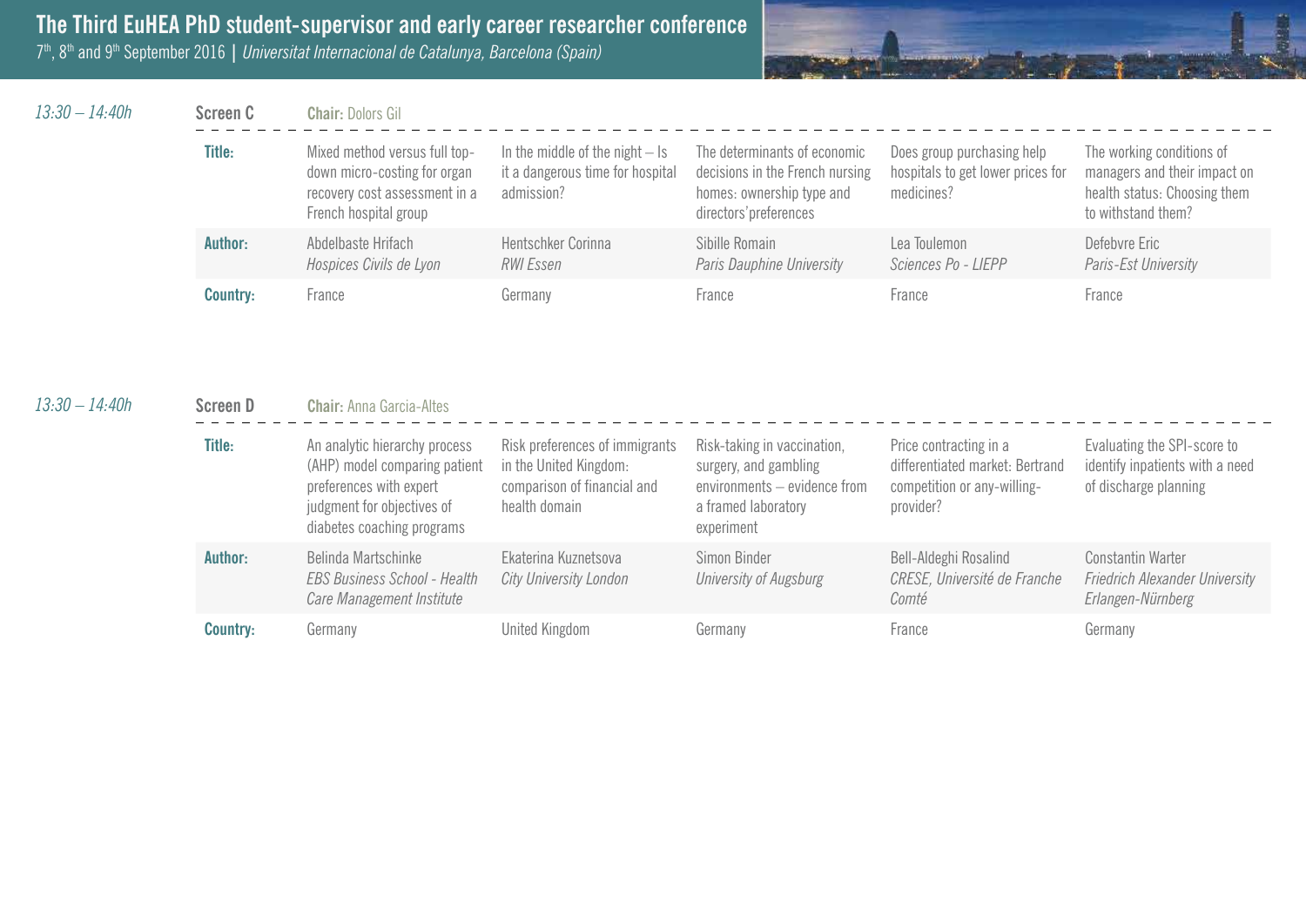13:30 – 14:40h

**Screen C** — **Chair:** Dolors Gil

| | | | | | |
|---|---|---|---|---|---|
| **Title:** | Mixed method versus full top-down micro-costing for organ recovery cost assessment in a French hospital group | In the middle of the night – Is it a dangerous time for hospital admission? | The determinants of economic decisions in the French nursing homes: ownership type and directors'preferences | Does group purchasing help hospitals to get lower prices for medicines? | The working conditions of managers and their impact on health status: Choosing them to withstand them? |
| **Author:** | Abdelbaste Hrifach *Hospices Civils de Lyon* | Hentschker Corinna *RWI Essen* | Sibille Romain *Paris Dauphine University* | Lea Toulemon *Sciences Po - LIEPP* | Defebvre Eric *Paris-Est University* |
| **Country:** | France | Germany | France | France | France |

13:30 – 14:40h

**Screen D** — **Chair:** Anna Garcia-Altes

| | | | | | |
|---|---|---|---|---|---|
| **Title:** | An analytic hierarchy process (AHP) model comparing patient preferences with expert judgment for objectives of diabetes coaching programs | Risk preferences of immigrants in the United Kingdom: comparison of financial and health domain | Risk-taking in vaccination, surgery, and gambling environments – evidence from a framed laboratory experiment | Price contracting in a differentiated market: Bertrand competition or any-willing-provider? | Evaluating the SPI-score to identify inpatients with a need of discharge planning |
| **Author:** | Belinda Martschinke *EBS Business School - Health Care Management Institute* | Ekaterina Kuznetsova *City University London* | Simon Binder *University of Augsburg* | Bell-Aldeghi Rosalind *CRESE, Université de Franche Comté* | Constantin Warter *Friedrich Alexander University Erlangen-Nürnberg* |
| **Country:** | Germany | United Kingdom | Germany | France | Germany |